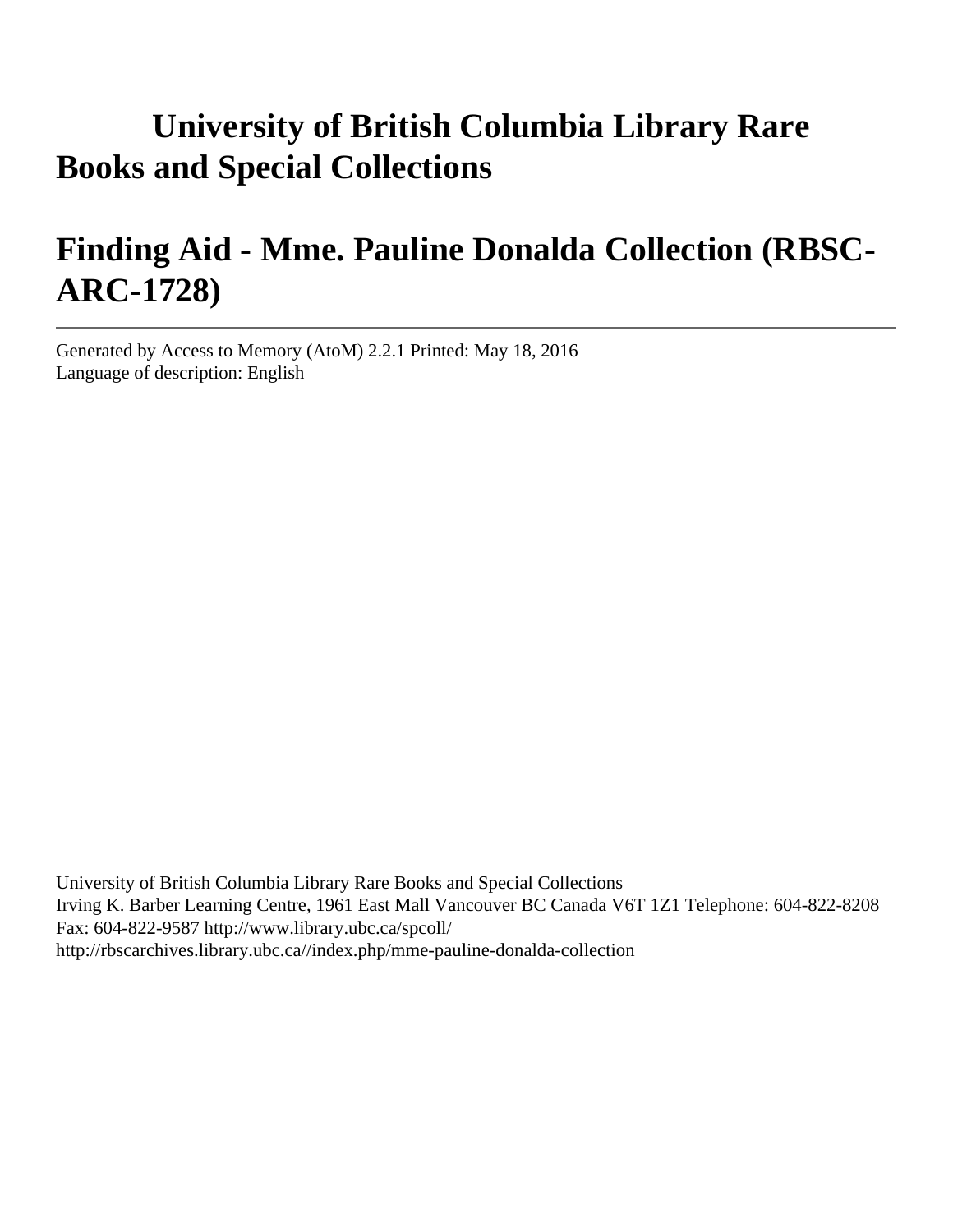# University of British Columbia Library Rare Books and Special Collections

# Finding Aid - Mme. Pauline Donalda Collection (RBSC-ARC-1728)

---

Generated by Access to Memory (AtoM) 2.2.1 Printed: May 18, 2016
Language of description: English

University of British Columbia Library Rare Books and Special Collections
Irving K. Barber Learning Centre, 1961 East Mall Vancouver BC Canada V6T 1Z1 Telephone: 604-822-8208
Fax: 604-822-9587 http://www.library.ubc.ca/spcoll/
http://rbscarchives.library.ubc.ca//index.php/mme-pauline-donalda-collection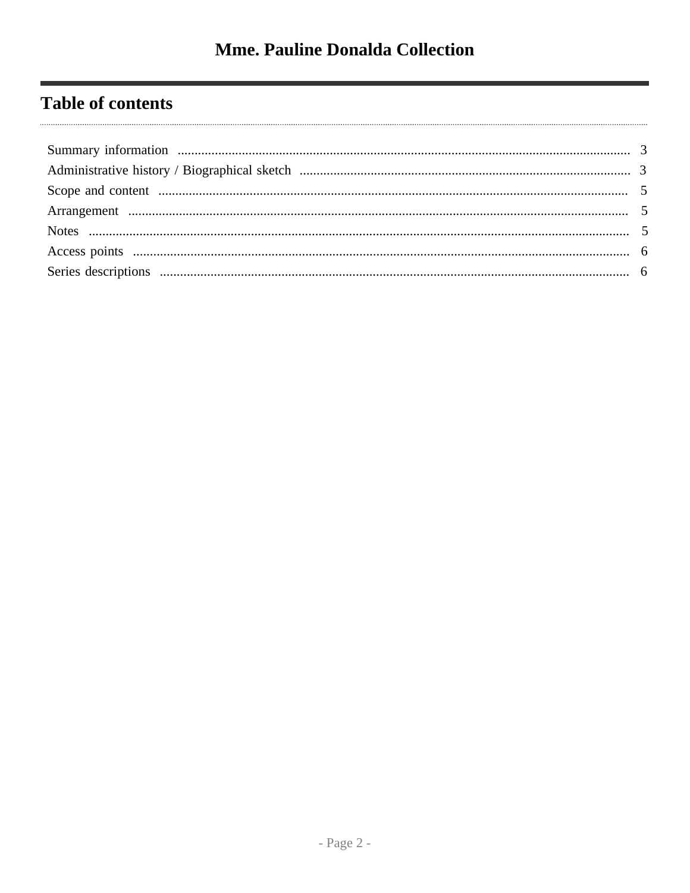# Table of contents

- Summary information ... 3
- Administrative history / Biographical sketch ... 3
- Scope and content ... 5
- Arrangement ... 5
- Notes ... 5
- Access points ... 6
- Series descriptions ... 6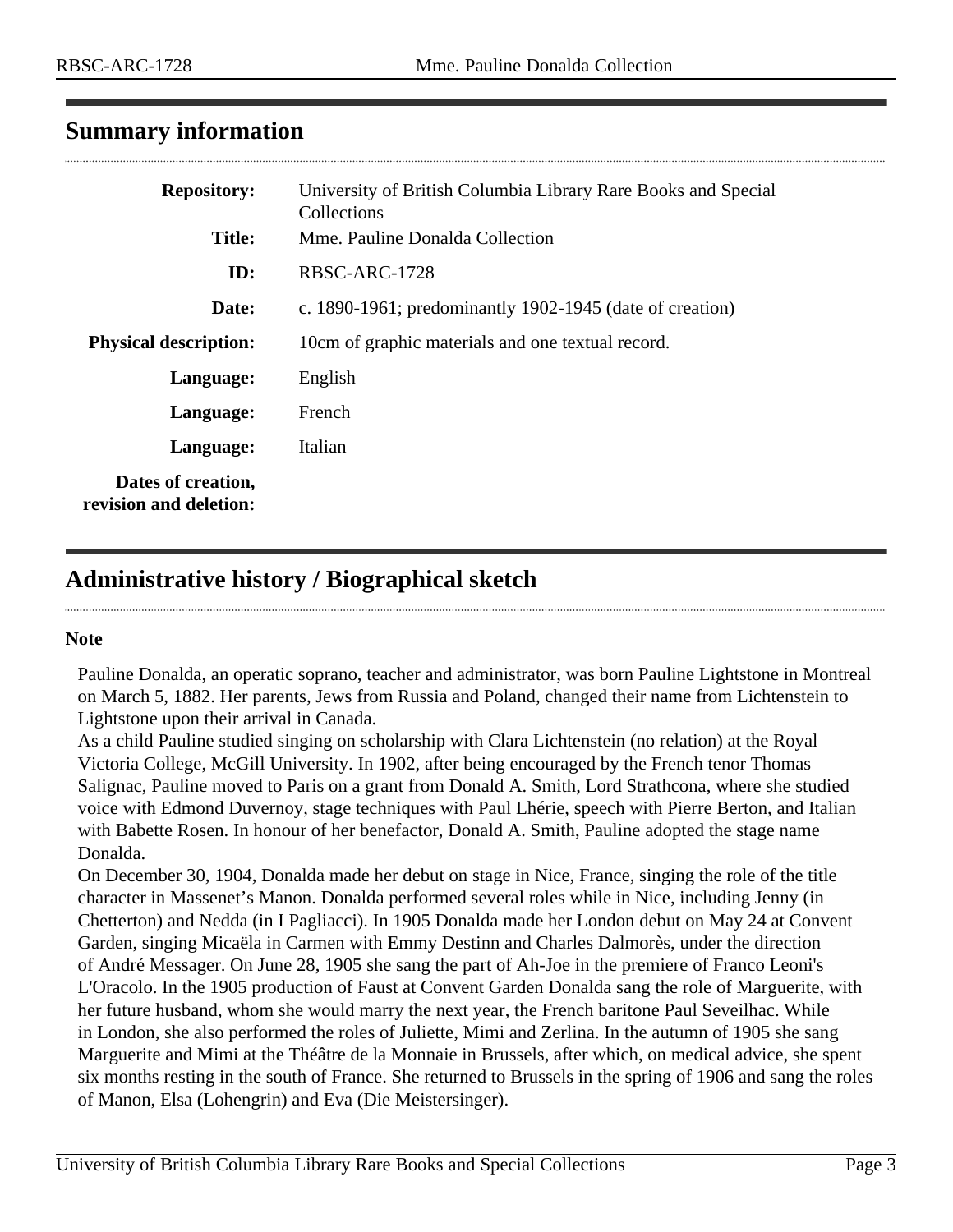## Summary information

| | |
|---|---|
| **Repository:** | University of British Columbia Library Rare Books and Special Collections |
| **Title:** | Mme. Pauline Donalda Collection |
| **ID:** | RBSC-ARC-1728 |
| **Date:** | c. 1890-1961; predominantly 1902-1945 (date of creation) |
| **Physical description:** | 10cm of graphic materials and one textual record. |
| **Language:** | English |
| **Language:** | French |
| **Language:** | Italian |
| **Dates of creation, revision and deletion:** | |

## Administrative history / Biographical sketch

**Note**

Pauline Donalda, an operatic soprano, teacher and administrator, was born Pauline Lightstone in Montreal on March 5, 1882. Her parents, Jews from Russia and Poland, changed their name from Lichtenstein to Lightstone upon their arrival in Canada.

As a child Pauline studied singing on scholarship with Clara Lichtenstein (no relation) at the Royal Victoria College, McGill University. In 1902, after being encouraged by the French tenor Thomas Salignac, Pauline moved to Paris on a grant from Donald A. Smith, Lord Strathcona, where she studied voice with Edmond Duvernoy, stage techniques with Paul Lhérie, speech with Pierre Berton, and Italian with Babette Rosen. In honour of her benefactor, Donald A. Smith, Pauline adopted the stage name Donalda.

On December 30, 1904, Donalda made her debut on stage in Nice, France, singing the role of the title character in Massenet's Manon. Donalda performed several roles while in Nice, including Jenny (in Chetterton) and Nedda (in I Pagliacci). In 1905 Donalda made her London debut on May 24 at Convent Garden, singing Micaëla in Carmen with Emmy Destinn and Charles Dalmorès, under the direction of André Messager. On June 28, 1905 she sang the part of Ah-Joe in the premiere of Franco Leoni's L'Oracolo. In the 1905 production of Faust at Convent Garden Donalda sang the role of Marguerite, with her future husband, whom she would marry the next year, the French baritone Paul Seveilhac. While in London, she also performed the roles of Juliette, Mimi and Zerlina. In the autumn of 1905 she sang Marguerite and Mimi at the Théâtre de la Monnaie in Brussels, after which, on medical advice, she spent six months resting in the south of France. She returned to Brussels in the spring of 1906 and sang the roles of Manon, Elsa (Lohengrin) and Eva (Die Meistersinger).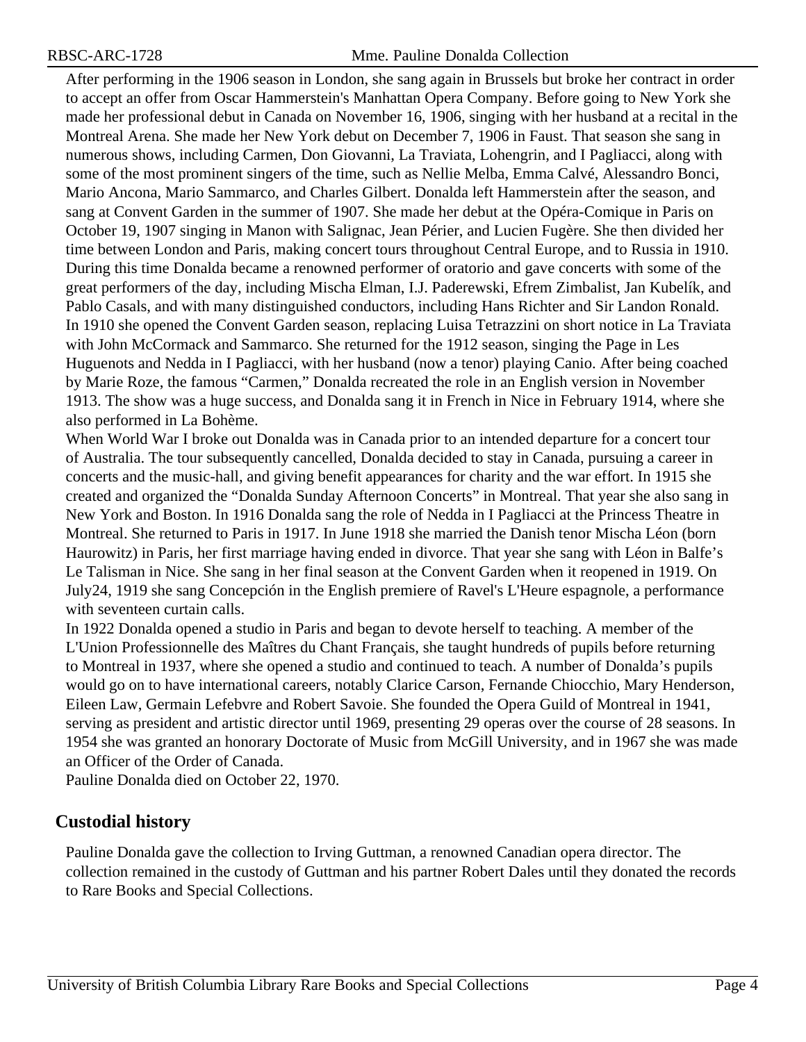After performing in the 1906 season in London, she sang again in Brussels but broke her contract in order to accept an offer from Oscar Hammerstein's Manhattan Opera Company. Before going to New York she made her professional debut in Canada on November 16, 1906, singing with her husband at a recital in the Montreal Arena. She made her New York debut on December 7, 1906 in Faust. That season she sang in numerous shows, including Carmen, Don Giovanni, La Traviata, Lohengrin, and I Pagliacci, along with some of the most prominent singers of the time, such as Nellie Melba, Emma Calvé, Alessandro Bonci, Mario Ancona, Mario Sammarco, and Charles Gilbert. Donalda left Hammerstein after the season, and sang at Convent Garden in the summer of 1907. She made her debut at the Opéra-Comique in Paris on October 19, 1907 singing in Manon with Salignac, Jean Périer, and Lucien Fugère. She then divided her time between London and Paris, making concert tours throughout Central Europe, and to Russia in 1910. During this time Donalda became a renowned performer of oratorio and gave concerts with some of the great performers of the day, including Mischa Elman, I.J. Paderewski, Efrem Zimbalist, Jan Kubelík, and Pablo Casals, and with many distinguished conductors, including Hans Richter and Sir Landon Ronald. In 1910 she opened the Convent Garden season, replacing Luisa Tetrazzini on short notice in La Traviata with John McCormack and Sammarco. She returned for the 1912 season, singing the Page in Les Huguenots and Nedda in I Pagliacci, with her husband (now a tenor) playing Canio. After being coached by Marie Roze, the famous "Carmen," Donalda recreated the role in an English version in November 1913. The show was a huge success, and Donalda sang it in French in Nice in February 1914, where she also performed in La Bohème.

When World War I broke out Donalda was in Canada prior to an intended departure for a concert tour of Australia. The tour subsequently cancelled, Donalda decided to stay in Canada, pursuing a career in concerts and the music-hall, and giving benefit appearances for charity and the war effort. In 1915 she created and organized the "Donalda Sunday Afternoon Concerts" in Montreal. That year she also sang in New York and Boston. In 1916 Donalda sang the role of Nedda in I Pagliacci at the Princess Theatre in Montreal. She returned to Paris in 1917. In June 1918 she married the Danish tenor Mischa Léon (born Haurowitz) in Paris, her first marriage having ended in divorce. That year she sang with Léon in Balfe's Le Talisman in Nice. She sang in her final season at the Convent Garden when it reopened in 1919. On July24, 1919 she sang Concepción in the English premiere of Ravel's L'Heure espagnole, a performance with seventeen curtain calls.

In 1922 Donalda opened a studio in Paris and began to devote herself to teaching. A member of the L'Union Professionnelle des Maîtres du Chant Français, she taught hundreds of pupils before returning to Montreal in 1937, where she opened a studio and continued to teach. A number of Donalda's pupils would go on to have international careers, notably Clarice Carson, Fernande Chiocchio, Mary Henderson, Eileen Law, Germain Lefebvre and Robert Savoie. She founded the Opera Guild of Montreal in 1941, serving as president and artistic director until 1969, presenting 29 operas over the course of 28 seasons. In 1954 she was granted an honorary Doctorate of Music from McGill University, and in 1967 she was made an Officer of the Order of Canada.

Pauline Donalda died on October 22, 1970.

## Custodial history

Pauline Donalda gave the collection to Irving Guttman, a renowned Canadian opera director. The collection remained in the custody of Guttman and his partner Robert Dales until they donated the records to Rare Books and Special Collections.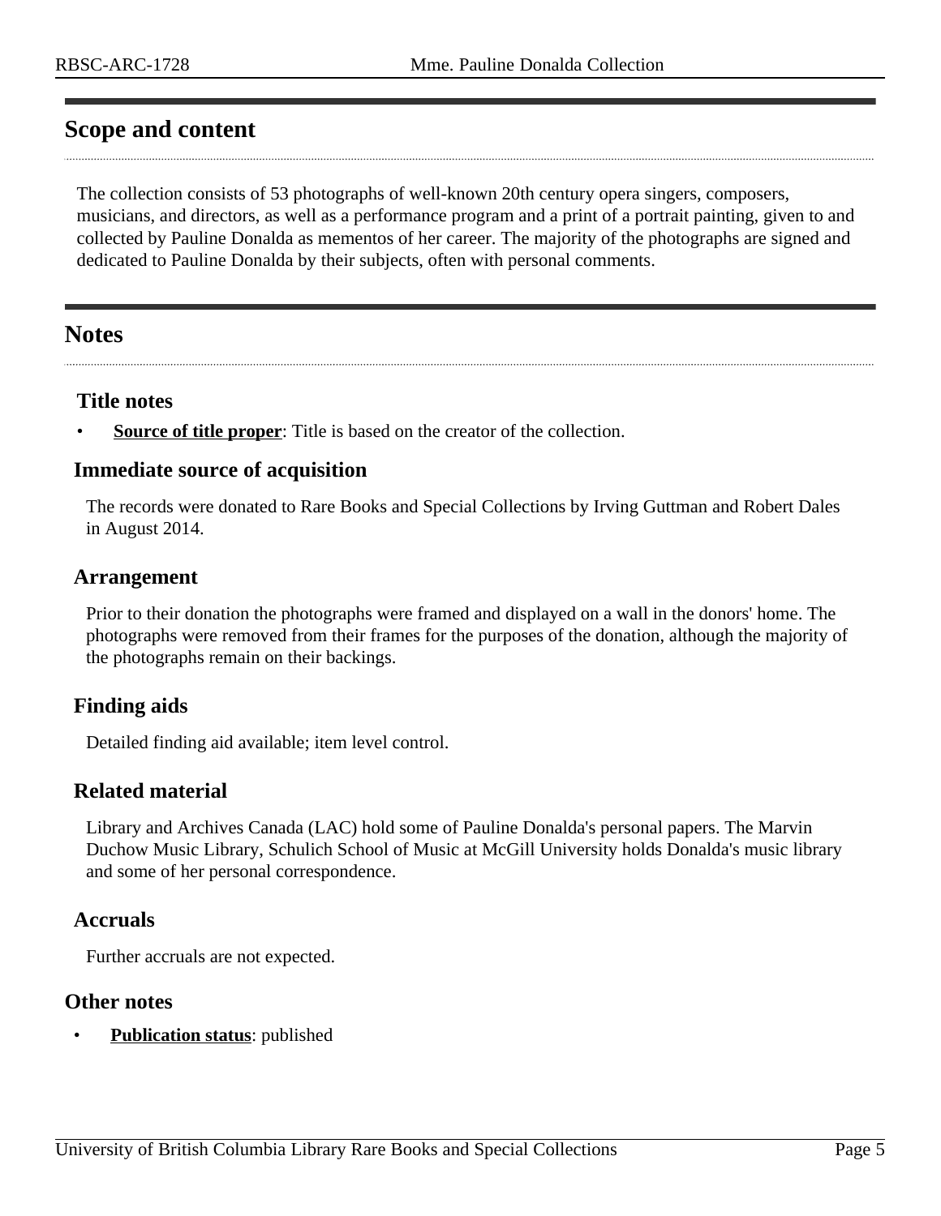## Scope and content

The collection consists of 53 photographs of well-known 20th century opera singers, composers, musicians, and directors, as well as a performance program and a print of a portrait painting, given to and collected by Pauline Donalda as mementos of her career. The majority of the photographs are signed and dedicated to Pauline Donalda by their subjects, often with personal comments.

## Notes

### Title notes

- **Source of title proper**: Title is based on the creator of the collection.

### Immediate source of acquisition

The records were donated to Rare Books and Special Collections by Irving Guttman and Robert Dales in August 2014.

### Arrangement

Prior to their donation the photographs were framed and displayed on a wall in the donors' home. The photographs were removed from their frames for the purposes of the donation, although the majority of the photographs remain on their backings.

### Finding aids

Detailed finding aid available; item level control.

### Related material

Library and Archives Canada (LAC) hold some of Pauline Donalda's personal papers. The Marvin Duchow Music Library, Schulich School of Music at McGill University holds Donalda's music library and some of her personal correspondence.

### Accruals

Further accruals are not expected.

### Other notes

- **Publication status**: published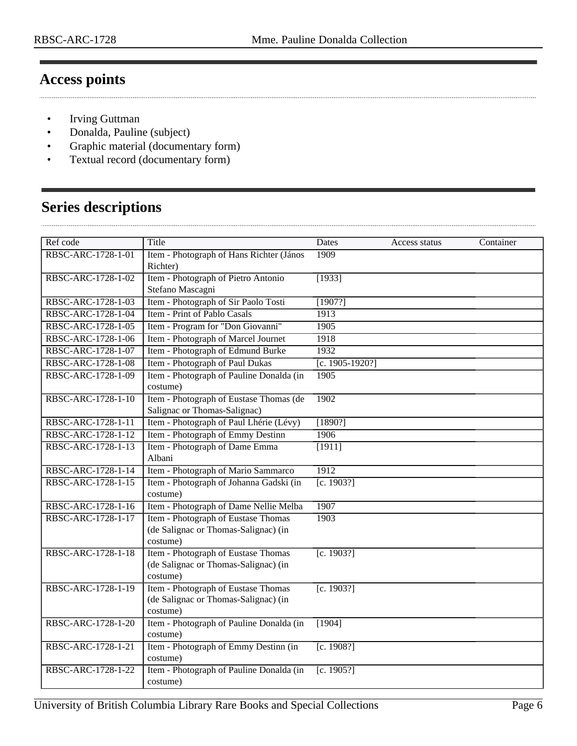## Access points

- Irving Guttman
- Donalda, Pauline (subject)
- Graphic material (documentary form)
- Textual record (documentary form)

## Series descriptions

| Ref code | Title | Dates | Access status | Container |
|---|---|---|---|---|
| RBSC-ARC-1728-1-01 | Item - Photograph of Hans Richter (János Richter) | 1909 | | |
| RBSC-ARC-1728-1-02 | Item - Photograph of Pietro Antonio Stefano Mascagni | [1933] | | |
| RBSC-ARC-1728-1-03 | Item - Photograph of Sir Paolo Tosti | [1907?] | | |
| RBSC-ARC-1728-1-04 | Item - Print of Pablo Casals | 1913 | | |
| RBSC-ARC-1728-1-05 | Item - Program for "Don Giovanni" | 1905 | | |
| RBSC-ARC-1728-1-06 | Item - Photograph of Marcel Journet | 1918 | | |
| RBSC-ARC-1728-1-07 | Item - Photograph of Edmund Burke | 1932 | | |
| RBSC-ARC-1728-1-08 | Item - Photograph of Paul Dukas | [c. 1905-1920?] | | |
| RBSC-ARC-1728-1-09 | Item - Photograph of Pauline Donalda (in costume) | 1905 | | |
| RBSC-ARC-1728-1-10 | Item - Photograph of Eustase Thomas (de Salignac or Thomas-Salignac) | 1902 | | |
| RBSC-ARC-1728-1-11 | Item - Photograph of Paul Lhérie (Lévy) | [1890?] | | |
| RBSC-ARC-1728-1-12 | Item - Photograph of Emmy Destinn | 1906 | | |
| RBSC-ARC-1728-1-13 | Item - Photograph of Dame Emma Albani | [1911] | | |
| RBSC-ARC-1728-1-14 | Item - Photograph of Mario Sammarco | 1912 | | |
| RBSC-ARC-1728-1-15 | Item - Photograph of Johanna Gadski (in costume) | [c. 1903?] | | |
| RBSC-ARC-1728-1-16 | Item - Photograph of Dame Nellie Melba | 1907 | | |
| RBSC-ARC-1728-1-17 | Item - Photograph of Eustase Thomas (de Salignac or Thomas-Salignac) (in costume) | 1903 | | |
| RBSC-ARC-1728-1-18 | Item - Photograph of Eustase Thomas (de Salignac or Thomas-Salignac) (in costume) | [c. 1903?] | | |
| RBSC-ARC-1728-1-19 | Item - Photograph of Eustase Thomas (de Salignac or Thomas-Salignac) (in costume) | [c. 1903?] | | |
| RBSC-ARC-1728-1-20 | Item - Photograph of Pauline Donalda (in costume) | [1904] | | |
| RBSC-ARC-1728-1-21 | Item - Photograph of Emmy Destinn (in costume) | [c. 1908?] | | |
| RBSC-ARC-1728-1-22 | Item - Photograph of Pauline Donalda (in costume) | [c. 1905?] | | |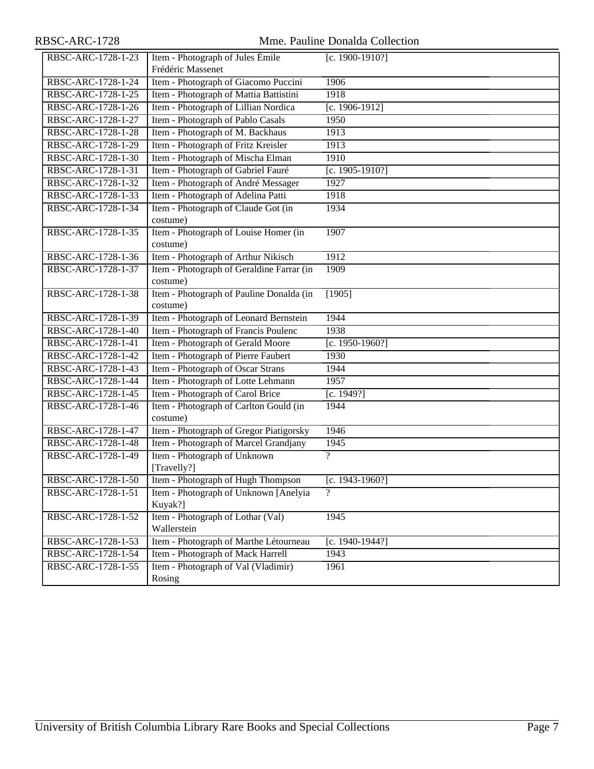| | | |
|---|---|---|
| RBSC-ARC-1728-1-23 | Item - Photograph of Jules Émile Frédéric Massenet | [c. 1900-1910?] |
| RBSC-ARC-1728-1-24 | Item - Photograph of Giacomo Puccini | 1906 |
| RBSC-ARC-1728-1-25 | Item - Photograph of Mattia Battistini | 1918 |
| RBSC-ARC-1728-1-26 | Item - Photograph of Lillian Nordica | [c. 1906-1912] |
| RBSC-ARC-1728-1-27 | Item - Photograph of Pablo Casals | 1950 |
| RBSC-ARC-1728-1-28 | Item - Photograph of M. Backhaus | 1913 |
| RBSC-ARC-1728-1-29 | Item - Photograph of Fritz Kreisler | 1913 |
| RBSC-ARC-1728-1-30 | Item - Photograph of Mischa Elman | 1910 |
| RBSC-ARC-1728-1-31 | Item - Photograph of Gabriel Fauré | [c. 1905-1910?] |
| RBSC-ARC-1728-1-32 | Item - Photograph of André Messager | 1927 |
| RBSC-ARC-1728-1-33 | Item - Photograph of Adelina Patti | 1918 |
| RBSC-ARC-1728-1-34 | Item - Photograph of Claude Got (in costume) | 1934 |
| RBSC-ARC-1728-1-35 | Item - Photograph of Louise Homer (in costume) | 1907 |
| RBSC-ARC-1728-1-36 | Item - Photograph of Arthur Nikisch | 1912 |
| RBSC-ARC-1728-1-37 | Item - Photograph of Geraldine Farrar (in costume) | 1909 |
| RBSC-ARC-1728-1-38 | Item - Photograph of Pauline Donalda (in costume) | [1905] |
| RBSC-ARC-1728-1-39 | Item - Photograph of Leonard Bernstein | 1944 |
| RBSC-ARC-1728-1-40 | Item - Photograph of Francis Poulenc | 1938 |
| RBSC-ARC-1728-1-41 | Item - Photograph of Gerald Moore | [c. 1950-1960?] |
| RBSC-ARC-1728-1-42 | Item - Photograph of Pierre Faubert | 1930 |
| RBSC-ARC-1728-1-43 | Item - Photograph of Oscar Strans | 1944 |
| RBSC-ARC-1728-1-44 | Item - Photograph of Lotte Lehmann | 1957 |
| RBSC-ARC-1728-1-45 | Item - Photograph of Carol Brice | [c. 1949?] |
| RBSC-ARC-1728-1-46 | Item - Photograph of Carlton Gould (in costume) | 1944 |
| RBSC-ARC-1728-1-47 | Item - Photograph of Gregor Piatigorsky | 1946 |
| RBSC-ARC-1728-1-48 | Item - Photograph of Marcel Grandjany | 1945 |
| RBSC-ARC-1728-1-49 | Item - Photograph of Unknown [Travelly?] | ? |
| RBSC-ARC-1728-1-50 | Item - Photograph of Hugh Thompson | [c. 1943-1960?] |
| RBSC-ARC-1728-1-51 | Item - Photograph of Unknown [Anelyia Kuyak?] | ? |
| RBSC-ARC-1728-1-52 | Item - Photograph of Lothar (Val) Wallerstein | 1945 |
| RBSC-ARC-1728-1-53 | Item - Photograph of Marthe Létourneau | [c. 1940-1944?] |
| RBSC-ARC-1728-1-54 | Item - Photograph of Mack Harrell | 1943 |
| RBSC-ARC-1728-1-55 | Item - Photograph of Val (Vladimir) Rosing | 1961 |